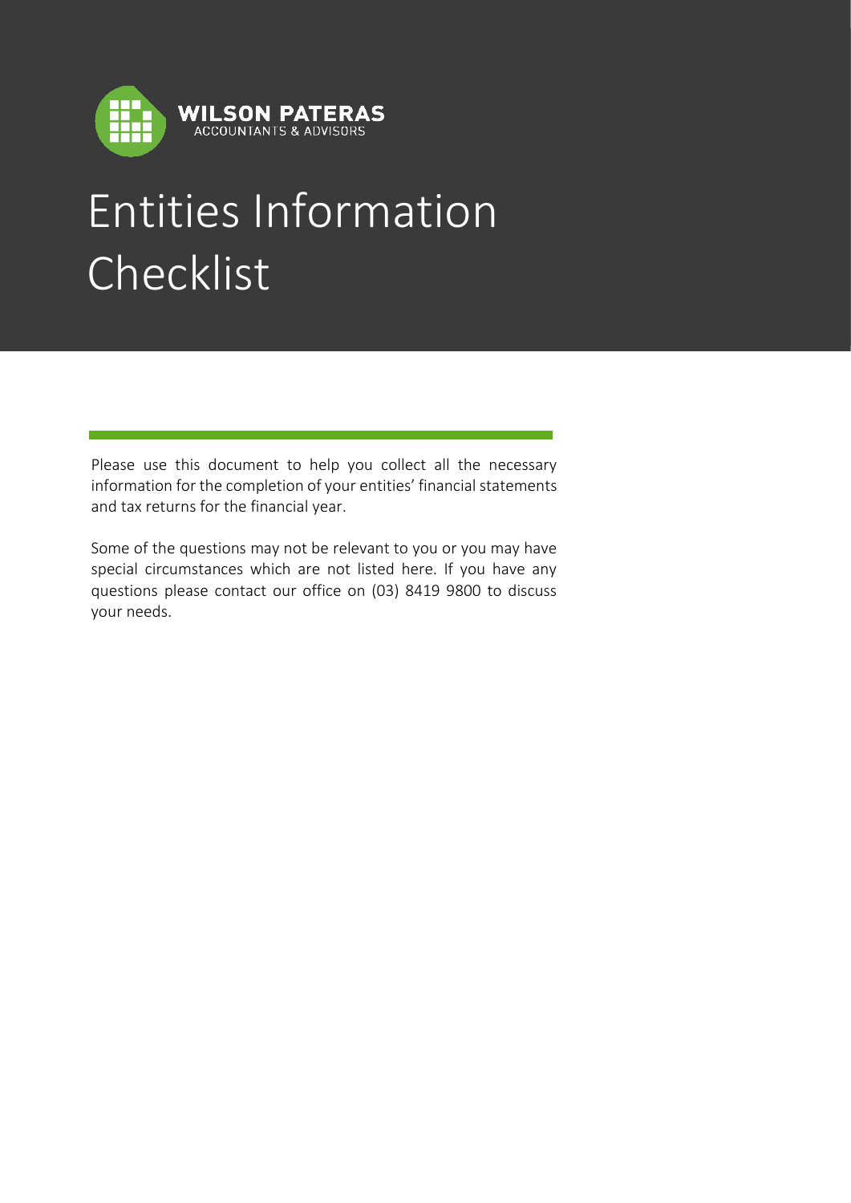**WILSON PATERAS**
ACCOUNTANTS & ADVISORS

# Entities Information Checklist

Please use this document to help you collect all the necessary information for the completion of your entities' financial statements and tax returns for the financial year.

Some of the questions may not be relevant to you or you may have special circumstances which are not listed here. If you have any questions please contact our office on (03) 8419 9800 to discuss your needs.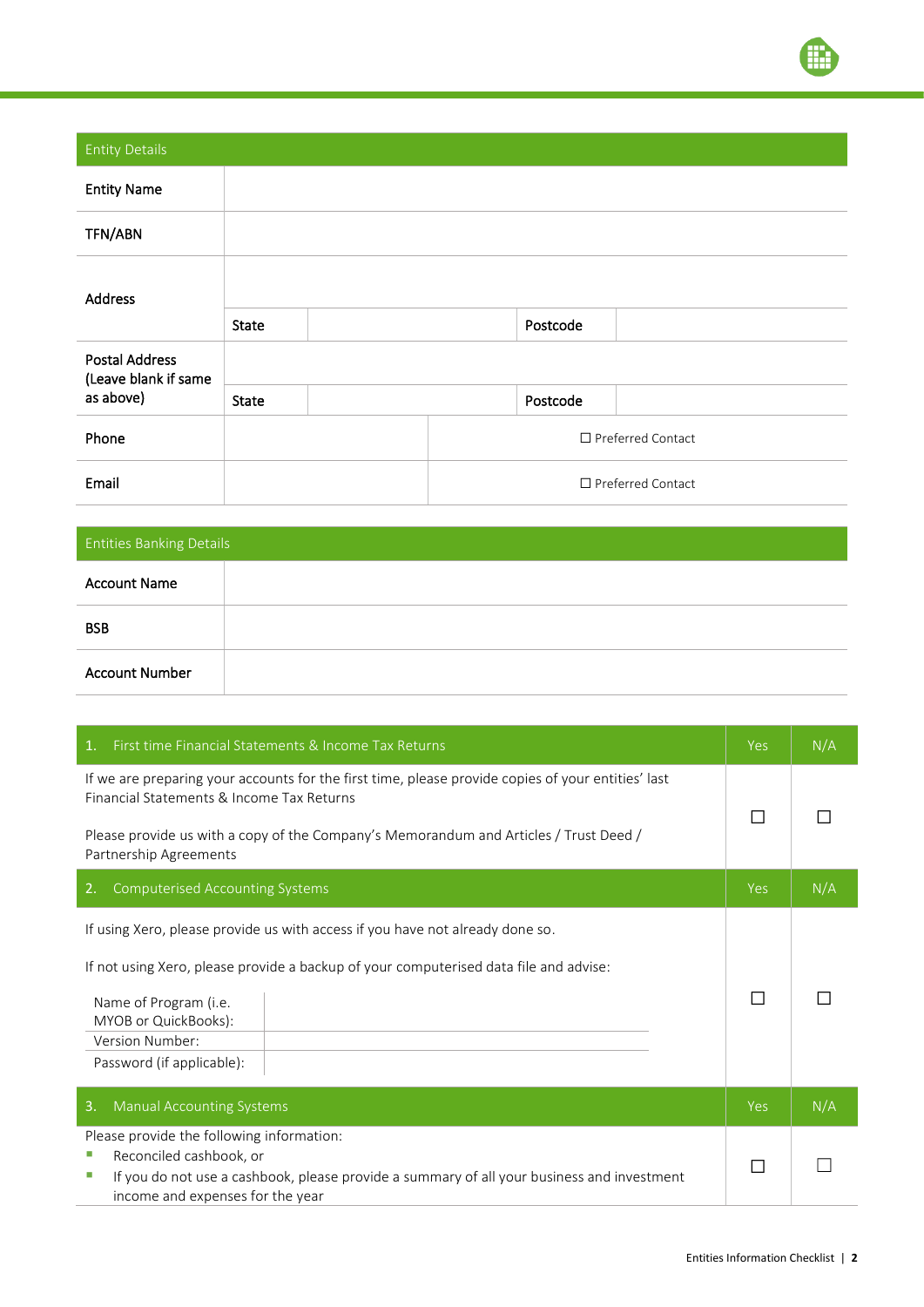| Entity Details | | | | |
|---|---|---|---|---|
| **Entity Name** | | | | |
| **TFN/ABN** | | | | |
| **Address** | | | | |
| | State | | Postcode | |
| **Postal Address (Leave blank if same as above)** | | | | |
| | State | | Postcode | |
| **Phone** | | ☐ Preferred Contact | | |
| **Email** | | ☐ Preferred Contact | | |

| Entities Banking Details | |
|---|---|
| **Account Name** | |
| **BSB** | |
| **Account Number** | |

| 1. First time Financial Statements & Income Tax Returns | Yes | N/A |
|---|---|---|
| If we are preparing your accounts for the first time, please provide copies of your entities' last Financial Statements & Income Tax Returns<br><br>Please provide us with a copy of the Company's Memorandum and Articles / Trust Deed / Partnership Agreements | ☐ | ☐ |
| **2. Computerised Accounting Systems** | **Yes** | **N/A** |
| If using Xero, please provide us with access if you have not already done so.<br><br>If not using Xero, please provide a backup of your computerised data file and advise:<br><br>Name of Program (i.e. MYOB or QuickBooks):<br>Version Number:<br>Password (if applicable): | ☐ | ☐ |
| **3. Manual Accounting Systems** | **Yes** | **N/A** |
| Please provide the following information:<br>▪ Reconciled cashbook, or<br>▪ If you do not use a cashbook, please provide a summary of all your business and investment income and expenses for the year | ☐ | ☐ |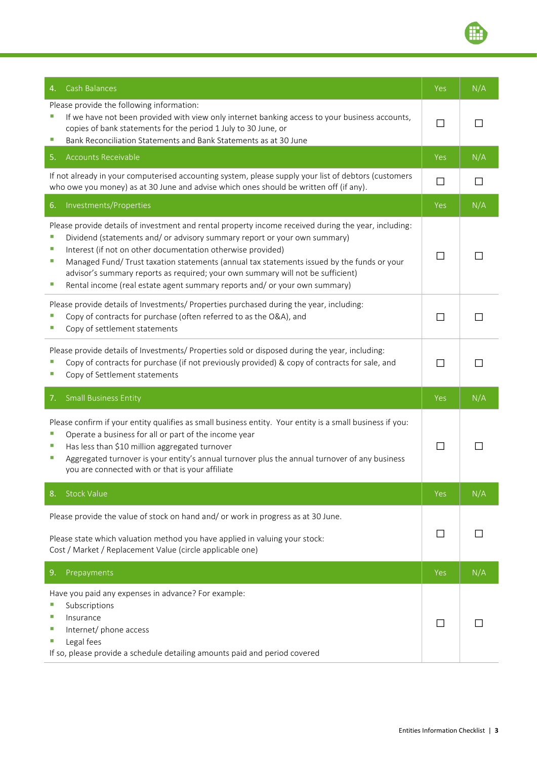| 4. Cash Balances | Yes | N/A |
|---|---|---|
| Please provide the following information:<br>▪ If we have not been provided with view only internet banking access to your business accounts, copies of bank statements for the period 1 July to 30 June, or<br>▪ Bank Reconciliation Statements and Bank Statements as at 30 June | ☐ | ☐ |

| 5. Accounts Receivable | Yes | N/A |
|---|---|---|
| If not already in your computerised accounting system, please supply your list of debtors (customers who owe you money) as at 30 June and advise which ones should be written off (if any). | ☐ | ☐ |

| 6. Investments/Properties | Yes | N/A |
|---|---|---|
| Please provide details of investment and rental property income received during the year, including:<br>▪ Dividend (statements and/ or advisory summary report or your own summary)<br>▪ Interest (if not on other documentation otherwise provided)<br>▪ Managed Fund/ Trust taxation statements (annual tax statements issued by the funds or your advisor's summary reports as required; your own summary will not be sufficient)<br>▪ Rental income (real estate agent summary reports and/ or your own summary) | ☐ | ☐ |
| Please provide details of Investments/ Properties purchased during the year, including:<br>▪ Copy of contracts for purchase (often referred to as the O&A), and<br>▪ Copy of settlement statements | ☐ | ☐ |
| Please provide details of Investments/ Properties sold or disposed during the year, including:<br>▪ Copy of contracts for purchase (if not previously provided) & copy of contracts for sale, and<br>▪ Copy of Settlement statements | ☐ | ☐ |

| 7. Small Business Entity | Yes | N/A |
|---|---|---|
| Please confirm if your entity qualifies as small business entity. Your entity is a small business if you:<br>▪ Operate a business for all or part of the income year<br>▪ Has less than $10 million aggregated turnover<br>▪ Aggregated turnover is your entity's annual turnover plus the annual turnover of any business you are connected with or that is your affiliate | ☐ | ☐ |

| 8. Stock Value | Yes | N/A |
|---|---|---|
| Please provide the value of stock on hand and/ or work in progress as at 30 June.<br><br>Please state which valuation method you have applied in valuing your stock:<br>Cost / Market / Replacement Value (circle applicable one) | ☐ | ☐ |

| 9. Prepayments | Yes | N/A |
|---|---|---|
| Have you paid any expenses in advance? For example:<br>▪ Subscriptions<br>▪ Insurance<br>▪ Internet/ phone access<br>▪ Legal fees<br>If so, please provide a schedule detailing amounts paid and period covered | ☐ | ☐ |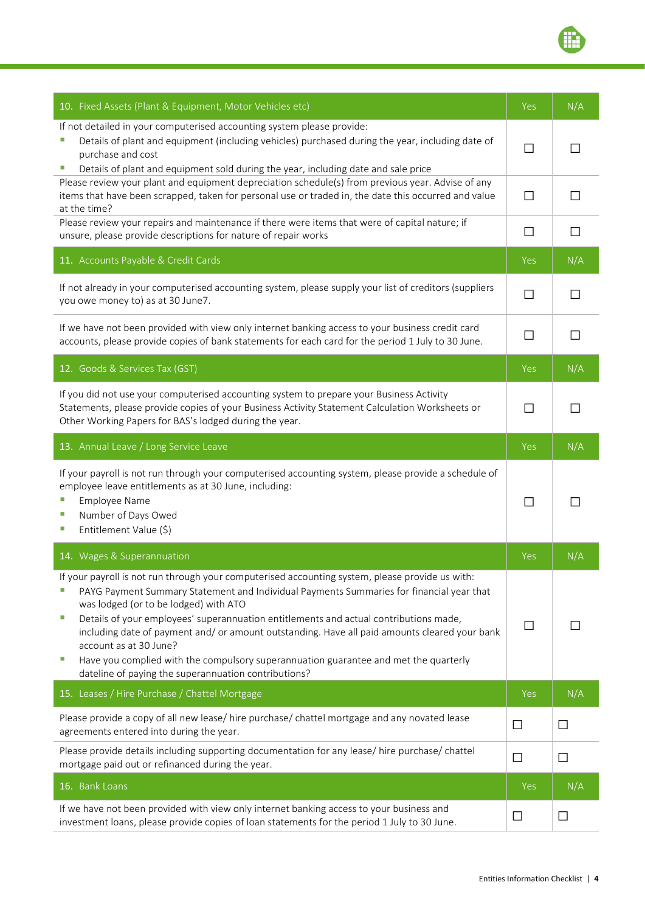| 10. Fixed Assets (Plant & Equipment, Motor Vehicles etc) | Yes | N/A |
|---|---|---|
| If not detailed in your computerised accounting system please provide:<br>▪ Details of plant and equipment (including vehicles) purchased during the year, including date of purchase and cost<br>▪ Details of plant and equipment sold during the year, including date and sale price | ☐ | ☐ |
| Please review your plant and equipment depreciation schedule(s) from previous year. Advise of any items that have been scrapped, taken for personal use or traded in, the date this occurred and value at the time? | ☐ | ☐ |
| Please review your repairs and maintenance if there were items that were of capital nature; if unsure, please provide descriptions for nature of repair works | ☐ | ☐ |
| **11. Accounts Payable & Credit Cards** | **Yes** | **N/A** |
| If not already in your computerised accounting system, please supply your list of creditors (suppliers you owe money to) as at 30 June7. | ☐ | ☐ |
| If we have not been provided with view only internet banking access to your business credit card accounts, please provide copies of bank statements for each card for the period 1 July to 30 June. | ☐ | ☐ |
| **12. Goods & Services Tax (GST)** | **Yes** | **N/A** |
| If you did not use your computerised accounting system to prepare your Business Activity Statements, please provide copies of your Business Activity Statement Calculation Worksheets or Other Working Papers for BAS's lodged during the year. | ☐ | ☐ |
| **13. Annual Leave / Long Service Leave** | **Yes** | **N/A** |
| If your payroll is not run through your computerised accounting system, please provide a schedule of employee leave entitlements as at 30 June, including:<br>▪ Employee Name<br>▪ Number of Days Owed<br>▪ Entitlement Value ($) | ☐ | ☐ |
| **14. Wages & Superannuation** | **Yes** | **N/A** |
| If your payroll is not run through your computerised accounting system, please provide us with:<br>▪ PAYG Payment Summary Statement and Individual Payments Summaries for financial year that was lodged (or to be lodged) with ATO<br>▪ Details of your employees' superannuation entitlements and actual contributions made, including date of payment and/ or amount outstanding. Have all paid amounts cleared your bank account as at 30 June?<br>▪ Have you complied with the compulsory superannuation guarantee and met the quarterly dateline of paying the superannuation contributions? | ☐ | ☐ |
| **15. Leases / Hire Purchase / Chattel Mortgage** | **Yes** | **N/A** |
| Please provide a copy of all new lease/ hire purchase/ chattel mortgage and any novated lease agreements entered into during the year. | ☐ | ☐ |
| Please provide details including supporting documentation for any lease/ hire purchase/ chattel mortgage paid out or refinanced during the year. | ☐ | ☐ |
| **16. Bank Loans** | **Yes** | **N/A** |
| If we have not been provided with view only internet banking access to your business and investment loans, please provide copies of loan statements for the period 1 July to 30 June. | ☐ | ☐ |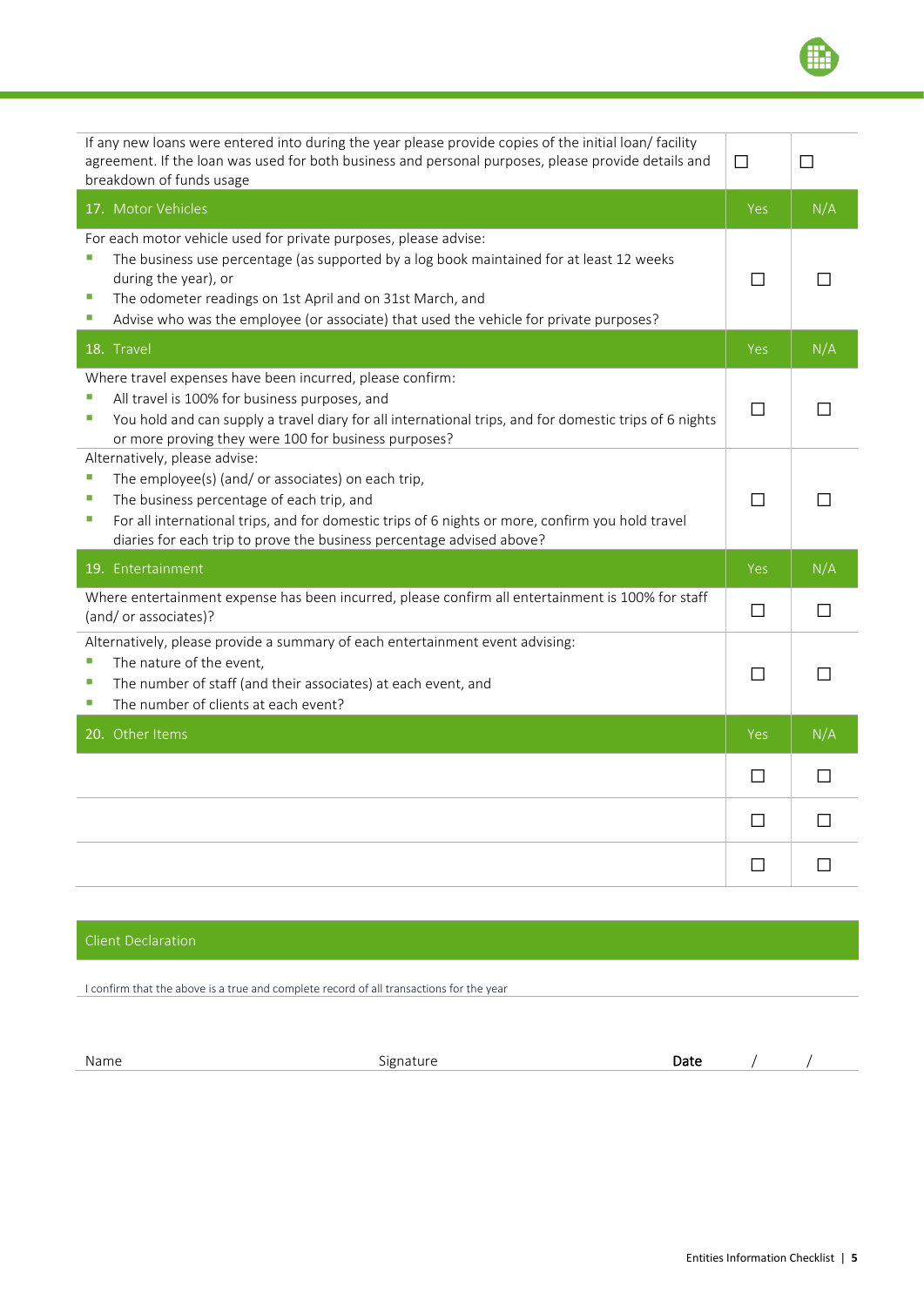| | | |
|---|---|---|
| If any new loans were entered into during the year please provide copies of the initial loan/ facility agreement. If the loan was used for both business and personal purposes, please provide details and breakdown of funds usage | ☐ | ☐ |
| **17. Motor Vehicles** | **Yes** | **N/A** |
| For each motor vehicle used for private purposes, please advise:<br>▪ The business use percentage (as supported by a log book maintained for at least 12 weeks during the year), or<br>▪ The odometer readings on 1st April and on 31st March, and<br>▪ Advise who was the employee (or associate) that used the vehicle for private purposes? | ☐ | ☐ |
| **18. Travel** | **Yes** | **N/A** |
| Where travel expenses have been incurred, please confirm:<br>▪ All travel is 100% for business purposes, and<br>▪ You hold and can supply a travel diary for all international trips, and for domestic trips of 6 nights or more proving they were 100 for business purposes? | ☐ | ☐ |
| Alternatively, please advise:<br>▪ The employee(s) (and/ or associates) on each trip,<br>▪ The business percentage of each trip, and<br>▪ For all international trips, and for domestic trips of 6 nights or more, confirm you hold travel diaries for each trip to prove the business percentage advised above? | ☐ | ☐ |
| **19. Entertainment** | **Yes** | **N/A** |
| Where entertainment expense has been incurred, please confirm all entertainment is 100% for staff (and/ or associates)? | ☐ | ☐ |
| Alternatively, please provide a summary of each entertainment event advising:<br>▪ The nature of the event,<br>▪ The number of staff (and their associates) at each event, and<br>▪ The number of clients at each event? | ☐ | ☐ |
| **20. Other Items** | **Yes** | **N/A** |
| | ☐ | ☐ |
| | ☐ | ☐ |
| | ☐ | ☐ |

## Client Declaration

I confirm that the above is a true and complete record of all transactions for the year

| Name | Signature | **Date** / / |
|---|---|---|
| | | |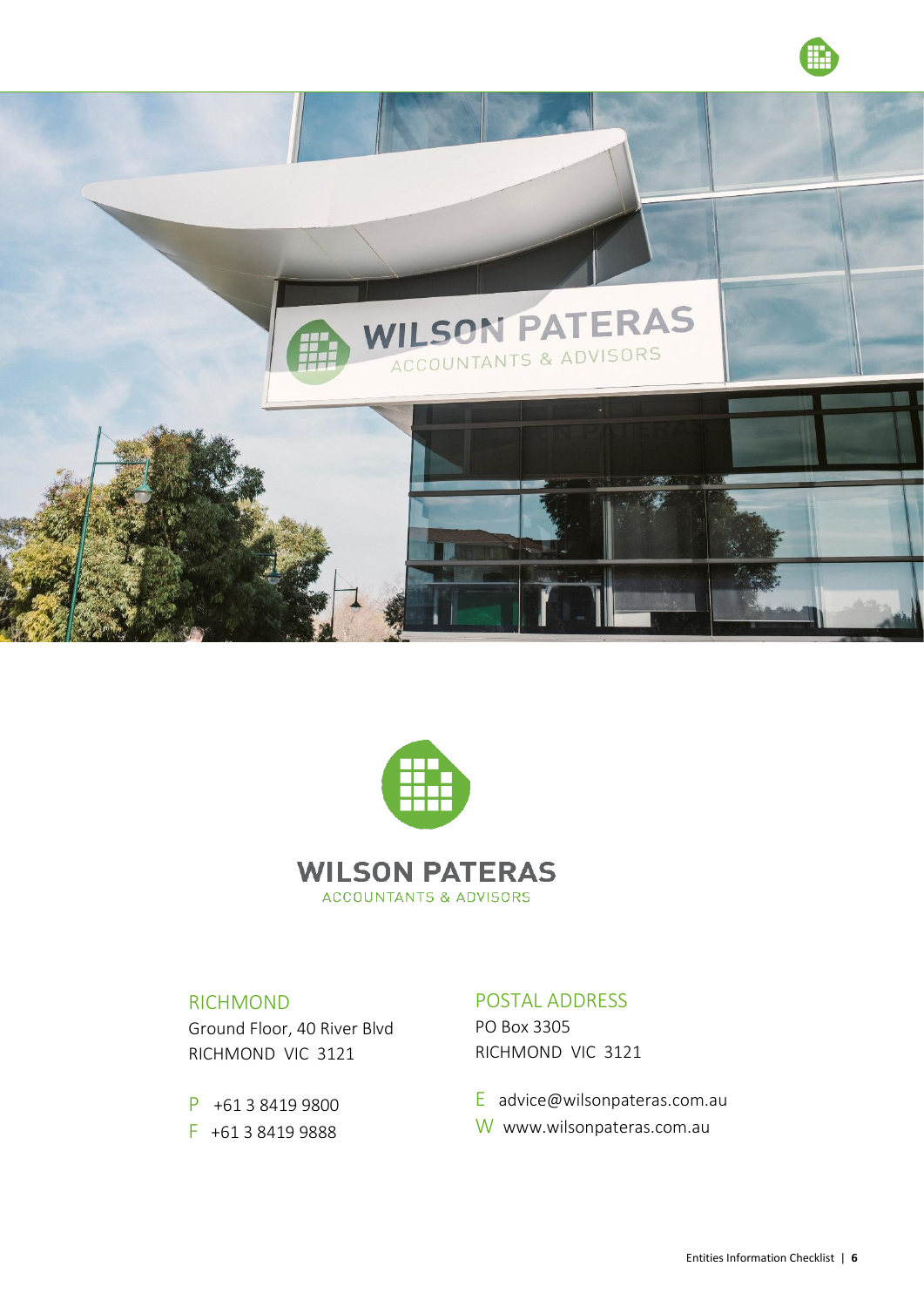**WILSON PATERAS**
ACCOUNTANTS & ADVISORS

## RICHMOND

Ground Floor, 40 River Blvd
RICHMOND VIC 3121

P +61 3 8419 9800
F +61 3 8419 9888

## POSTAL ADDRESS

PO Box 3305
RICHMOND VIC 3121

E advice@wilsonpateras.com.au
W www.wilsonpateras.com.au